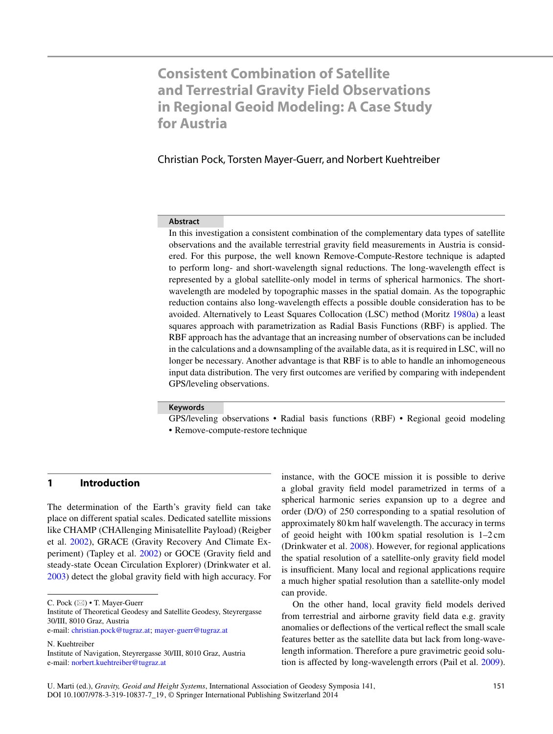# Consistent Combination of Satellite and Terrestrial Gravity Field Observations in Regional Geoid Modeling: A Case Study for Austria

Christian Pock, Torsten Mayer-Guerr, and Norbert Kuehtreiber

## Abstract

In this investigation a consistent combination of the complementary data types of satellite observations and the available terrestrial gravity field measurements in Austria is considered. For this purpose, the well known Remove-Compute-Restore technique is adapted to perform long- and short-wavelength signal reductions. The long-wavelength effect is represented by a global satellite-only model in terms of spherical harmonics. The short-wavelength are modeled by topographic masses in the spatial domain. As the topographic reduction contains also long-wavelength effects a possible double consideration has to be avoided. Alternatively to Least Squares Collocation (LSC) method (Moritz 1980a) a least squares approach with parametrization as Radial Basis Functions (RBF) is applied. The RBF approach has the advantage that an increasing number of observations can be included in the calculations and a downsampling of the available data, as it is required in LSC, will no longer be necessary. Another advantage is that RBF is to able to handle an inhomogeneous input data distribution. The very first outcomes are verified by comparing with independent GPS/leveling observations.

## Keywords

GPS/leveling observations • Radial basis functions (RBF) • Regional geoid modeling • Remove-compute-restore technique

## 1 Introduction

The determination of the Earth's gravity field can take place on different spatial scales. Dedicated satellite missions like CHAMP (CHAllenging Minisatellite Payload) (Reigber et al. 2002), GRACE (Gravity Recovery And Climate Experiment) (Tapley et al. 2002) or GOCE (Gravity field and steady-state Ocean Circulation Explorer) (Drinkwater et al. 2003) detect the global gravity field with high accuracy. For instance, with the GOCE mission it is possible to derive a global gravity field model parametrized in terms of a spherical harmonic series expansion up to a degree and order (D/O) of 250 corresponding to a spatial resolution of approximately 80 km half wavelength. The accuracy in terms of geoid height with 100 km spatial resolution is 1–2 cm (Drinkwater et al. 2008). However, for regional applications the spatial resolution of a satellite-only gravity field model is insufficient. Many local and regional applications require a much higher spatial resolution than a satellite-only model can provide.

On the other hand, local gravity field models derived from terrestrial and airborne gravity field data e.g. gravity anomalies or deflections of the vertical reflect the small scale features better as the satellite data but lack from long-wavelength information. Therefore a pure gravimetric geoid solution is affected by long-wavelength errors (Pail et al. 2009).

---

C. Pock (✉) • T. Mayer-Guerr
Institute of Theoretical Geodesy and Satellite Geodesy, Steyrergasse 30/III, 8010 Graz, Austria
e-mail: christian.pock@tugraz.at; mayer-guerr@tugraz.at

N. Kuehtreiber
Institute of Navigation, Steyrergasse 30/III, 8010 Graz, Austria
e-mail: norbert.kuehtreiber@tugraz.at

U. Marti (ed.), *Gravity, Geoid and Height Systems*, International Association of Geodesy Symposia 141, DOI 10.1007/978-3-319-10837-7_19, © Springer International Publishing Switzerland 2014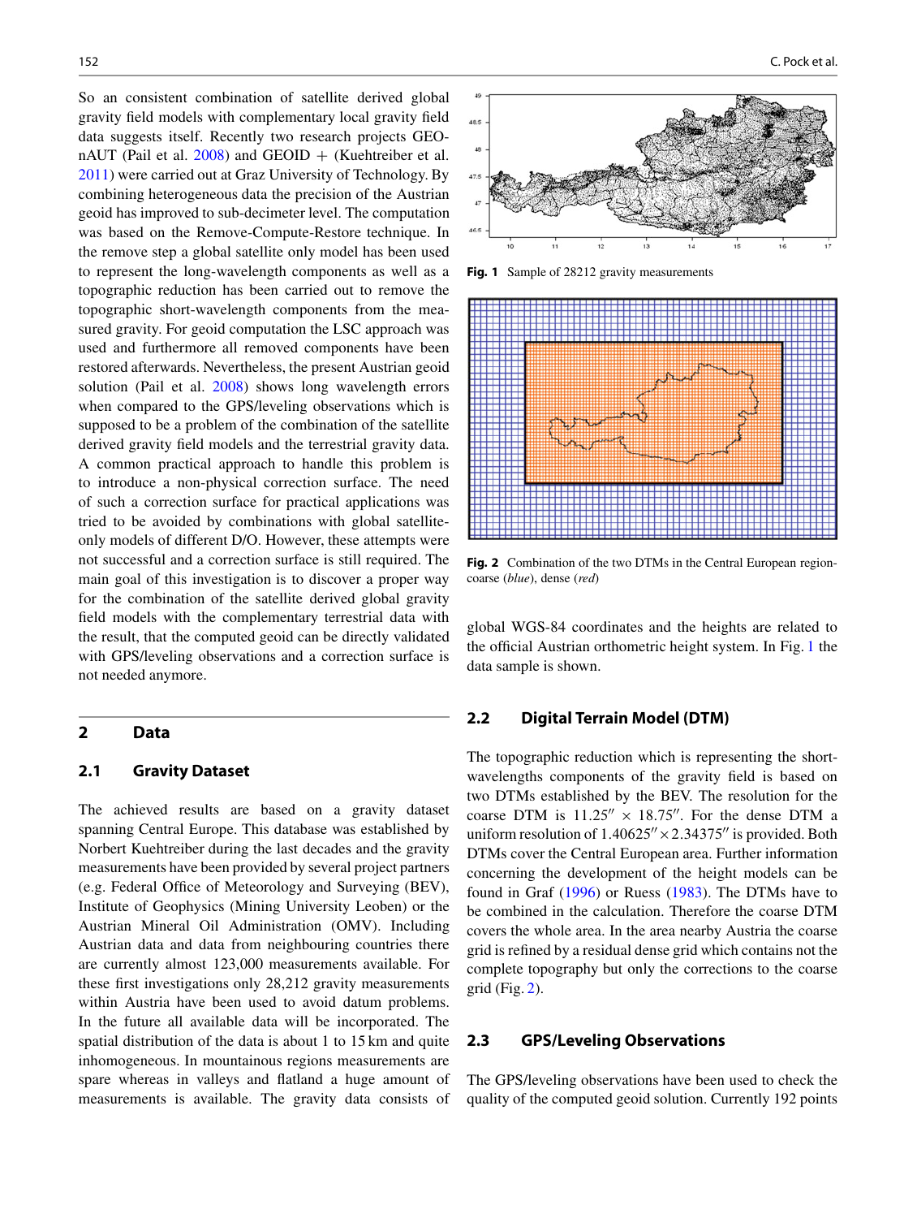So an consistent combination of satellite derived global gravity field models with complementary local gravity field data suggests itself. Recently two research projects GEOnAUT (Pail et al. 2008) and GEOID + (Kuehtreiber et al. 2011) were carried out at Graz University of Technology. By combining heterogeneous data the precision of the Austrian geoid has improved to sub-decimeter level. The computation was based on the Remove-Compute-Restore technique. In the remove step a global satellite only model has been used to represent the long-wavelength components as well as a topographic reduction has been carried out to remove the topographic short-wavelength components from the measured gravity. For geoid computation the LSC approach was used and furthermore all removed components have been restored afterwards. Nevertheless, the present Austrian geoid solution (Pail et al. 2008) shows long wavelength errors when compared to the GPS/leveling observations which is supposed to be a problem of the combination of the satellite derived gravity field models and the terrestrial gravity data. A common practical approach to handle this problem is to introduce a non-physical correction surface. The need of such a correction surface for practical applications was tried to be avoided by combinations with global satellite-only models of different D/O. However, these attempts were not successful and a correction surface is still required. The main goal of this investigation is to discover a proper way for the combination of the satellite derived global gravity field models with the complementary terrestrial data with the result, that the computed geoid can be directly validated with GPS/leveling observations and a correction surface is not needed anymore.

## 2 Data

### 2.1 Gravity Dataset

The achieved results are based on a gravity dataset spanning Central Europe. This database was established by Norbert Kuehtreiber during the last decades and the gravity measurements have been provided by several project partners (e.g. Federal Office of Meteorology and Surveying (BEV), Institute of Geophysics (Mining University Leoben) or the Austrian Mineral Oil Administration (OMV). Including Austrian data and data from neighbouring countries there are currently almost 123,000 measurements available. For these first investigations only 28,212 gravity measurements within Austria have been used to avoid datum problems. In the future all available data will be incorporated. The spatial distribution of the data is about 1 to 15 km and quite inhomogeneous. In mountainous regions measurements are spare whereas in valleys and flatland a huge amount of measurements is available. The gravity data consists of global WGS-84 coordinates and the heights are related to the official Austrian orthometric height system. In Fig. 1 the data sample is shown.

49
48.5
48
47.5
47
46.5
10
11
12
13
14
15
16
17

**Fig. 1** Sample of 28212 gravity measurements

**Fig. 2** Combination of the two DTMs in the Central European region-coarse (*blue*), dense (*red*)

### 2.2 Digital Terrain Model (DTM)

The topographic reduction which is representing the short-wavelengths components of the gravity field is based on two DTMs established by the BEV. The resolution for the coarse DTM is $11.25'' \times 18.75''$. For the dense DTM a uniform resolution of $1.40625'' \times 2.34375''$ is provided. Both DTMs cover the Central European area. Further information concerning the development of the height models can be found in Graf (1996) or Ruess (1983). The DTMs have to be combined in the calculation. Therefore the coarse DTM covers the whole area. In the area nearby Austria the coarse grid is refined by a residual dense grid which contains not the complete topography but only the corrections to the coarse grid (Fig. 2).

### 2.3 GPS/Leveling Observations

The GPS/leveling observations have been used to check the quality of the computed geoid solution. Currently 192 points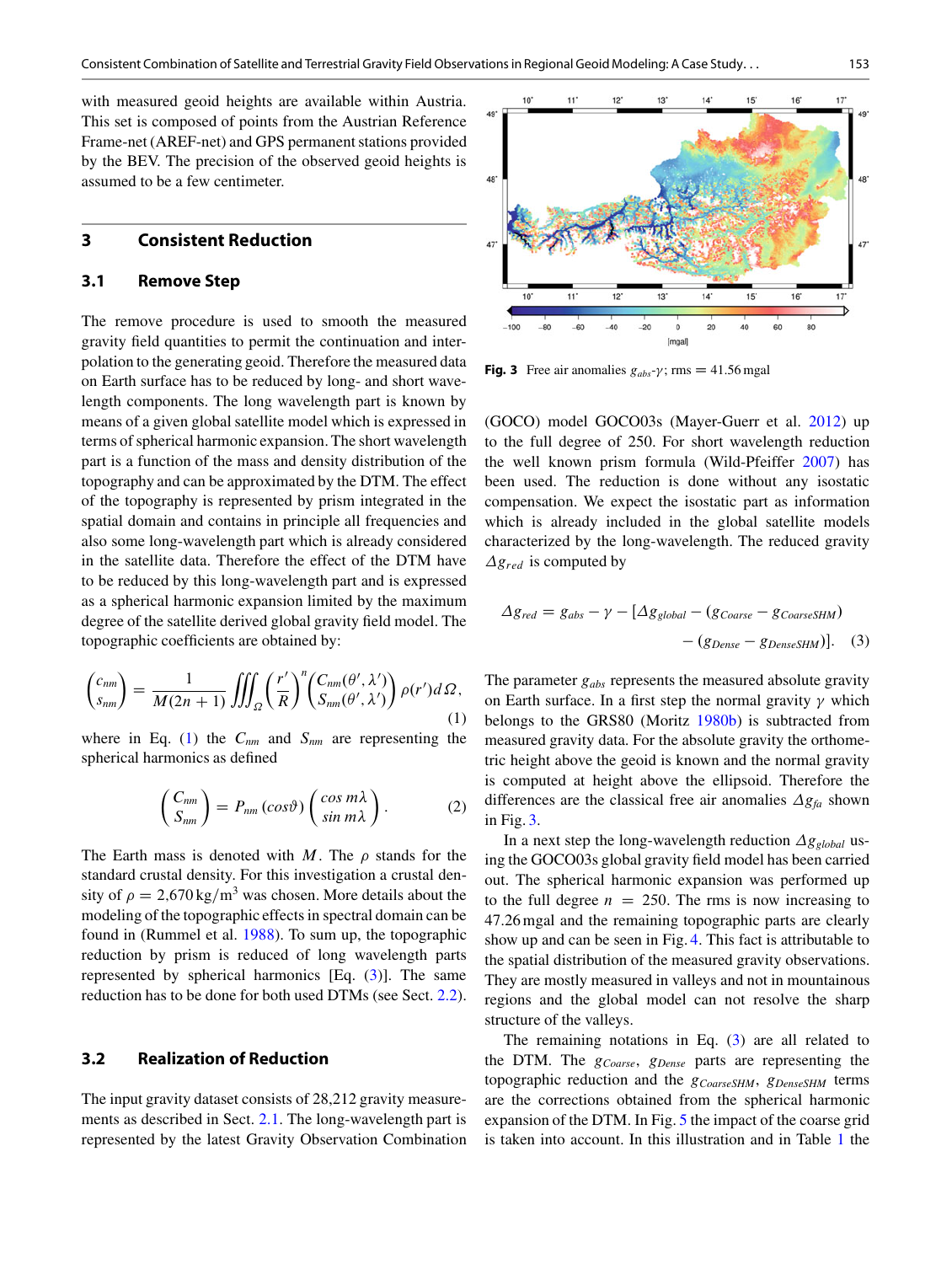with measured geoid heights are available within Austria. This set is composed of points from the Austrian Reference Frame-net (AREF-net) and GPS permanent stations provided by the BEV. The precision of the observed geoid heights is assumed to be a few centimeter.

## 3 Consistent Reduction

### 3.1 Remove Step

The remove procedure is used to smooth the measured gravity field quantities to permit the continuation and interpolation to the generating geoid. Therefore the measured data on Earth surface has to be reduced by long- and short wavelength components. The long wavelength part is known by means of a given global satellite model which is expressed in terms of spherical harmonic expansion. The short wavelength part is a function of the mass and density distribution of the topography and can be approximated by the DTM. The effect of the topography is represented by prism integrated in the spatial domain and contains in principle all frequencies and also some long-wavelength part which is already considered in the satellite data. Therefore the effect of the DTM have to be reduced by this long-wavelength part and is expressed as a spherical harmonic expansion limited by the maximum degree of the satellite derived global gravity field model. The topographic coefficients are obtained by:

$$\begin{pmatrix} c_{nm} \\ s_{nm} \end{pmatrix} = \frac{1}{M(2n+1)} \iiint_{\Omega} \left(\frac{r'}{R}\right)^n \begin{pmatrix} C_{nm}(\theta', \lambda') \\ S_{nm}(\theta', \lambda') \end{pmatrix} \rho(r') d\Omega, \tag{1}$$

where in Eq. (1) the $C_{nm}$ and $S_{nm}$ are representing the spherical harmonics as defined

$$\begin{pmatrix} C_{nm} \\ S_{nm} \end{pmatrix} = P_{nm}(cos\vartheta) \begin{pmatrix} cos\, m\lambda \\ sin\, m\lambda \end{pmatrix}. \tag{2}$$

The Earth mass is denoted with $M$. The $\rho$ stands for the standard crustal density. For this investigation a crustal density of $\rho = 2{,}670\,\text{kg/m}^3$ was chosen. More details about the modeling of the topographic effects in spectral domain can be found in (Rummel et al. 1988). To sum up, the topographic reduction by prism is reduced of long wavelength parts represented by spherical harmonics [Eq. (3)]. The same reduction has to be done for both used DTMs (see Sect. 2.2).

### 3.2 Realization of Reduction

The input gravity dataset consists of 28,212 gravity measurements as described in Sect. 2.1. The long-wavelength part is represented by the latest Gravity Observation Combination (GOCO) model GOCO03s (Mayer-Guerr et al. 2012) up to the full degree of 250. For short wavelength reduction the well known prism formula (Wild-Pfeiffer 2007) has been used. The reduction is done without any isostatic compensation. We expect the isostatic part as information which is already included in the global satellite models characterized by the long-wavelength. The reduced gravity $\Delta g_{red}$ is computed by

$$\Delta g_{red} = g_{abs} - \gamma - [\Delta g_{global} - (g_{Coarse} - g_{CoarseSHM}) - (g_{Dense} - g_{DenseSHM})]. \tag{3}$$

Fig. 3 Free air anomalies $g_{abs}$-$\gamma$; rms = 41.56 mgal

The parameter $g_{abs}$ represents the measured absolute gravity on Earth surface. In a first step the normal gravity $\gamma$ which belongs to the GRS80 (Moritz 1980b) is subtracted from measured gravity data. For the absolute gravity the orthometric height above the geoid is known and the normal gravity is computed at height above the ellipsoid. Therefore the differences are the classical free air anomalies $\Delta g_{fa}$ shown in Fig. 3.

In a next step the long-wavelength reduction $\Delta g_{global}$ using the GOCO03s global gravity field model has been carried out. The spherical harmonic expansion was performed up to the full degree $n = 250$. The rms is now increasing to 47.26 mgal and the remaining topographic parts are clearly show up and can be seen in Fig. 4. This fact is attributable to the spatial distribution of the measured gravity observations. They are mostly measured in valleys and not in mountainous regions and the global model can not resolve the sharp structure of the valleys.

The remaining notations in Eq. (3) are all related to the DTM. The $g_{Coarse}$, $g_{Dense}$ parts are representing the topographic reduction and the $g_{CoarseSHM}$, $g_{DenseSHM}$ terms are the corrections obtained from the spherical harmonic expansion of the DTM. In Fig. 5 the impact of the coarse grid is taken into account. In this illustration and in Table 1 the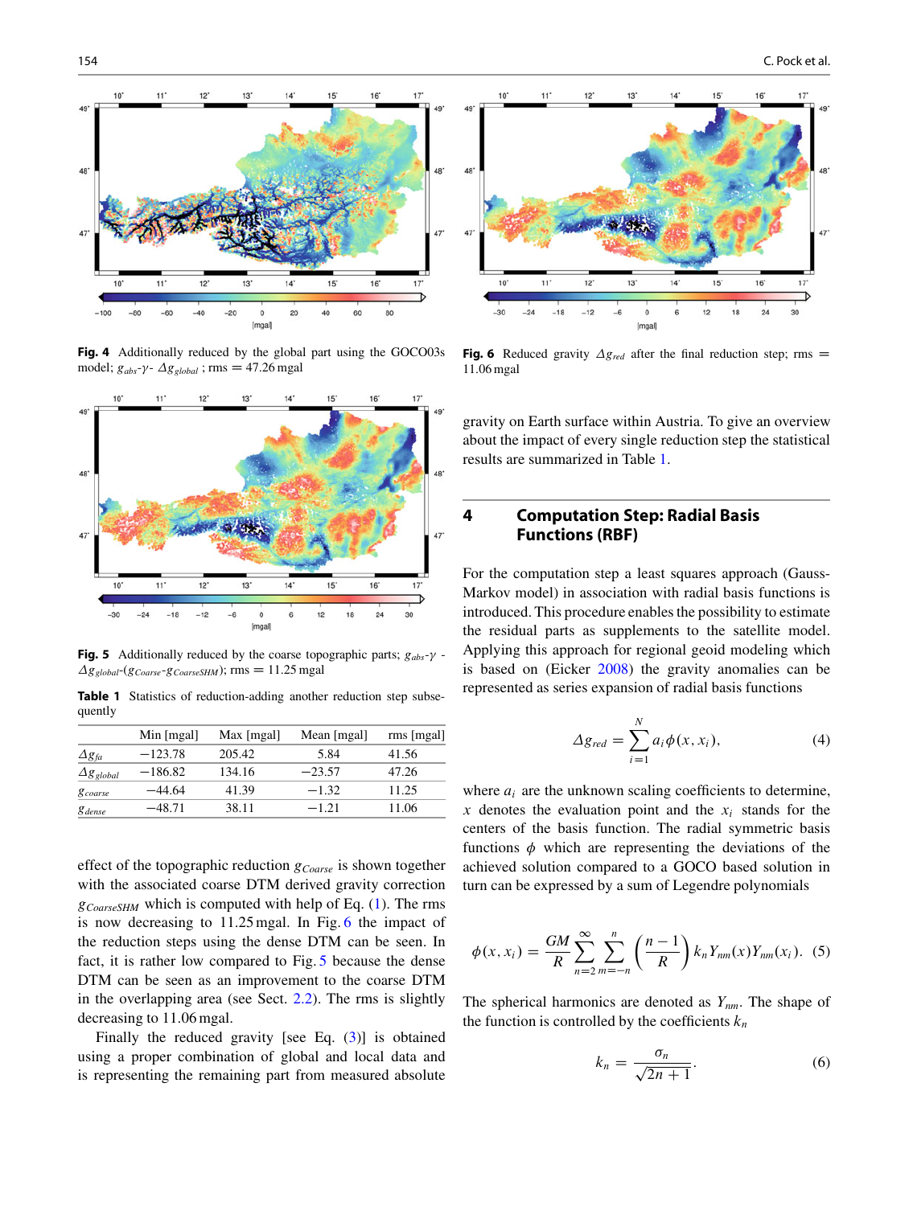**Fig. 4** Additionally reduced by the global part using the GOCO03s model; $g_{abs}$-$\gamma$- $\Delta g_{global}$ ; rms = 47.26 mgal

**Fig. 6** Reduced gravity $\Delta g_{red}$ after the final reduction step; rms = 11.06 mgal

**Fig. 5** Additionally reduced by the coarse topographic parts; $g_{abs}$-$\gamma$ - $\Delta g_{global}$-($g_{Coarse}$-$g_{CoarseSHM}$); rms = 11.25 mgal

**Table 1** Statistics of reduction-adding another reduction step subsequently

| | Min [mgal] | Max [mgal] | Mean [mgal] | rms [mgal] |
|---|---|---|---|---|
| $\Delta g_{fa}$ | −123.78 | 205.42 | 5.84 | 41.56 |
| $\Delta g_{global}$ | −186.82 | 134.16 | −23.57 | 47.26 |
| $g_{coarse}$ | −44.64 | 41.39 | −1.32 | 11.25 |
| $g_{dense}$ | −48.71 | 38.11 | −1.21 | 11.06 |

effect of the topographic reduction $g_{Coarse}$ is shown together with the associated coarse DTM derived gravity correction $g_{CoarseSHM}$ which is computed with help of Eq. (1). The rms is now decreasing to 11.25 mgal. In Fig. 6 the impact of the reduction steps using the dense DTM can be seen. In fact, it is rather low compared to Fig. 5 because the dense DTM can be seen as an improvement to the coarse DTM in the overlapping area (see Sect. 2.2). The rms is slightly decreasing to 11.06 mgal.

Finally the reduced gravity [see Eq. (3)] is obtained using a proper combination of global and local data and is representing the remaining part from measured absolute gravity on Earth surface within Austria. To give an overview about the impact of every single reduction step the statistical results are summarized in Table 1.

## 4 Computation Step: Radial Basis Functions (RBF)

For the computation step a least squares approach (Gauss-Markov model) in association with radial basis functions is introduced. This procedure enables the possibility to estimate the residual parts as supplements to the satellite model. Applying this approach for regional geoid modeling which is based on (Eicker 2008) the gravity anomalies can be represented as series expansion of radial basis functions

$$\Delta g_{red} = \sum_{i=1}^{N} a_i \phi(x, x_i), \tag{4}$$

where $a_i$ are the unknown scaling coefficients to determine, $x$ denotes the evaluation point and the $x_i$ stands for the centers of the basis function. The radial symmetric basis functions $\phi$ which are representing the deviations of the achieved solution compared to a GOCO based solution in turn can be expressed by a sum of Legendre polynomials

$$\phi(x, x_i) = \frac{GM}{R} \sum_{n=2}^{\infty} \sum_{m=-n}^{n} \left( \frac{n-1}{R} \right) k_n Y_{nm}(x) Y_{nm}(x_i). \tag{5}$$

The spherical harmonics are denoted as $Y_{nm}$. The shape of the function is controlled by the coefficients $k_n$

$$k_n = \frac{\sigma_n}{\sqrt{2n+1}}. \tag{6}$$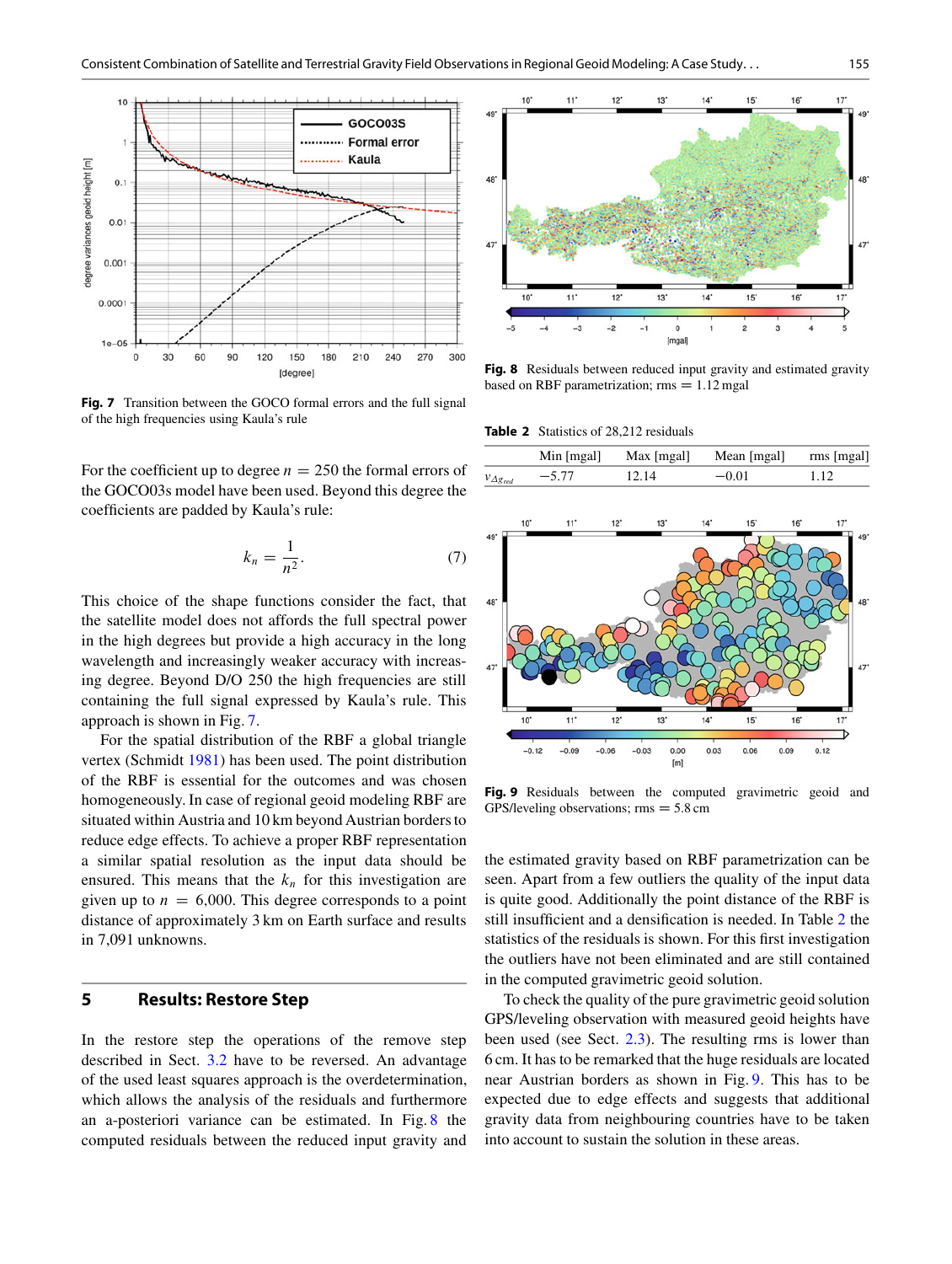Fig. 7 Transition between the GOCO formal errors and the full signal of the high frequencies using Kaula's rule

For the coefficient up to degree $n = 250$ the formal errors of the GOCO03s model have been used. Beyond this degree the coefficients are padded by Kaula's rule:

$$k_n = \frac{1}{n^2}. \tag{7}$$

This choice of the shape functions consider the fact, that the satellite model does not affords the full spectral power in the high degrees but provide a high accuracy in the long wavelength and increasingly weaker accuracy with increasing degree. Beyond D/O 250 the high frequencies are still containing the full signal expressed by Kaula's rule. This approach is shown in Fig. 7.

For the spatial distribution of the RBF a global triangle vertex (Schmidt 1981) has been used. The point distribution of the RBF is essential for the outcomes and was chosen homogeneously. In case of regional geoid modeling RBF are situated within Austria and 10 km beyond Austrian borders to reduce edge effects. To achieve a proper RBF representation a similar spatial resolution as the input data should be ensured. This means that the $k_n$ for this investigation are given up to $n = 6{,}000$. This degree corresponds to a point distance of approximately 3 km on Earth surface and results in 7,091 unknowns.

## 5 Results: Restore Step

In the restore step the operations of the remove step described in Sect. 3.2 have to be reversed. An advantage of the used least squares approach is the overdetermination, which allows the analysis of the residuals and furthermore an a-posteriori variance can be estimated. In Fig. 8 the computed residuals between the reduced input gravity and the estimated gravity based on RBF parametrization can be seen. Apart from a few outliers the quality of the input data is quite good. Additionally the point distance of the RBF is still insufficient and a densification is needed. In Table 2 the statistics of the residuals is shown. For this first investigation the outliers have not been eliminated and are still contained in the computed gravimetric geoid solution.

To check the quality of the pure gravimetric geoid solution GPS/leveling observation with measured geoid heights have been used (see Sect. 2.3). The resulting rms is lower than 6 cm. It has to be remarked that the huge residuals are located near Austrian borders as shown in Fig. 9. This has to be expected due to edge effects and suggests that additional gravity data from neighbouring countries have to be taken into account to sustain the solution in these areas.

Fig. 8 Residuals between reduced input gravity and estimated gravity based on RBF parametrization; rms = 1.12 mgal

Table 2 Statistics of 28,212 residuals

| | Min [mgal] | Max [mgal] | Mean [mgal] | rms [mgal] |
|---|---|---|---|---|
| $v_{\Delta g_{red}}$ | −5.77 | 12.14 | −0.01 | 1.12 |

Fig. 9 Residuals between the computed gravimetric geoid and GPS/leveling observations; rms = 5.8 cm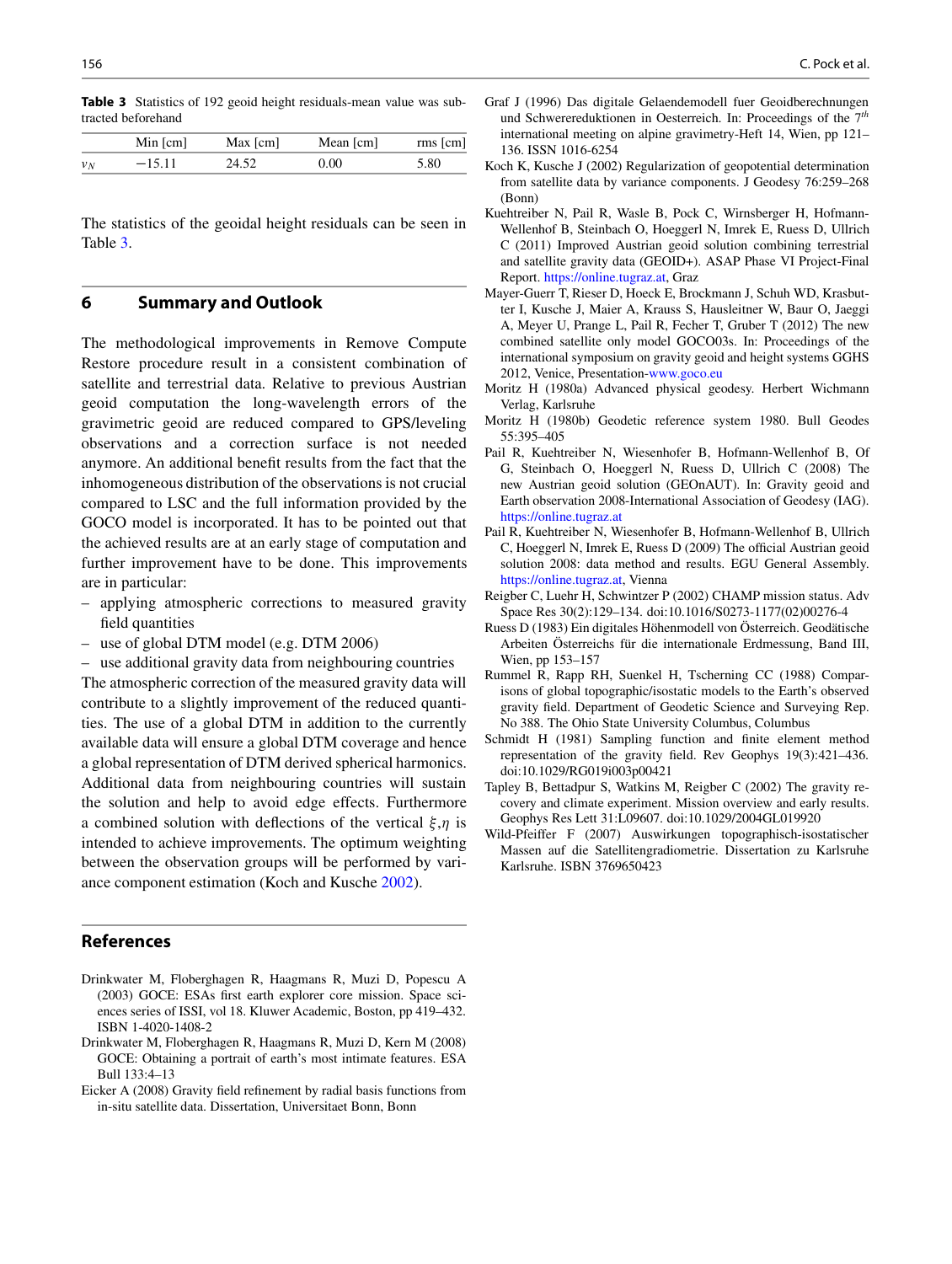**Table 3** Statistics of 192 geoid height residuals-mean value was subtracted beforehand

| | Min [cm] | Max [cm] | Mean [cm] | rms [cm] |
|---|---|---|---|---|
| $v_N$ | −15.11 | 24.52 | 0.00 | 5.80 |

The statistics of the geoidal height residuals can be seen in Table 3.

## 6 Summary and Outlook

The methodological improvements in Remove Compute Restore procedure result in a consistent combination of satellite and terrestrial data. Relative to previous Austrian geoid computation the long-wavelength errors of the gravimetric geoid are reduced compared to GPS/leveling observations and a correction surface is not needed anymore. An additional benefit results from the fact that the inhomogeneous distribution of the observations is not crucial compared to LSC and the full information provided by the GOCO model is incorporated. It has to be pointed out that the achieved results are at an early stage of computation and further improvement have to be done. This improvements are in particular:

- applying atmospheric corrections to measured gravity field quantities
- use of global DTM model (e.g. DTM 2006)
- use additional gravity data from neighbouring countries

The atmospheric correction of the measured gravity data will contribute to a slightly improvement of the reduced quantities. The use of a global DTM in addition to the currently available data will ensure a global DTM coverage and hence a global representation of DTM derived spherical harmonics. Additional data from neighbouring countries will sustain the solution and help to avoid edge effects. Furthermore a combined solution with deflections of the vertical $\xi,\eta$ is intended to achieve improvements. The optimum weighting between the observation groups will be performed by variance component estimation (Koch and Kusche 2002).

## References

Drinkwater M, Floberghagen R, Haagmans R, Muzi D, Popescu A (2003) GOCE: ESAs first earth explorer core mission. Space sciences series of ISSI, vol 18. Kluwer Academic, Boston, pp 419–432. ISBN 1-4020-1408-2

Drinkwater M, Floberghagen R, Haagmans R, Muzi D, Kern M (2008) GOCE: Obtaining a portrait of earth's most intimate features. ESA Bull 133:4–13

Eicker A (2008) Gravity field refinement by radial basis functions from in-situ satellite data. Dissertation, Universitaet Bonn, Bonn

Graf J (1996) Das digitale Gelaendemodell fuer Geoidberechnungen und Schwerereduktionen in Oesterreich. In: Proceedings of the 7th international meeting on alpine gravimetry-Heft 14, Wien, pp 121–136. ISSN 1016-6254

Koch K, Kusche J (2002) Regularization of geopotential determination from satellite data by variance components. J Geodesy 76:259–268 (Bonn)

Kuehtreiber N, Pail R, Wasle B, Pock C, Wirnsberger H, Hofmann-Wellenhof B, Steinbach O, Hoeggerl N, Imrek E, Ruess D, Ullrich C (2011) Improved Austrian geoid solution combining terrestrial and satellite gravity data (GEOID+). ASAP Phase VI Project-Final Report. https://online.tugraz.at, Graz

Mayer-Guerr T, Rieser D, Hoeck E, Brockmann J, Schuh WD, Krasbutter I, Kusche J, Maier A, Krauss S, Hausleitner W, Baur O, Jaeggi A, Meyer U, Prange L, Pail R, Fecher T, Gruber T (2012) The new combined satellite only model GOCO03s. In: Proceedings of the international symposium on gravity geoid and height systems GGHS 2012, Venice, Presentation-www.goco.eu

Moritz H (1980a) Advanced physical geodesy. Herbert Wichmann Verlag, Karlsruhe

Moritz H (1980b) Geodetic reference system 1980. Bull Geodes 55:395–405

Pail R, Kuehtreiber N, Wiesenhofer B, Hofmann-Wellenhof B, Of G, Steinbach O, Hoeggerl N, Ruess D, Ullrich C (2008) The new Austrian geoid solution (GEOnAUT). In: Gravity geoid and Earth observation 2008-International Association of Geodesy (IAG). https://online.tugraz.at

Pail R, Kuehtreiber N, Wiesenhofer B, Hofmann-Wellenhof B, Ullrich C, Hoeggerl N, Imrek E, Ruess D (2009) The official Austrian geoid solution 2008: data method and results. EGU General Assembly. https://online.tugraz.at, Vienna

Reigber C, Luehr H, Schwintzer P (2002) CHAMP mission status. Adv Space Res 30(2):129–134. doi:10.1016/S0273-1177(02)00276-4

Ruess D (1983) Ein digitales Höhenmodell von Österreich. Geodätische Arbeiten Österreichs für die internationale Erdmessung, Band III, Wien, pp 153–157

Rummel R, Rapp RH, Suenkel H, Tscherning CC (1988) Comparisons of global topographic/isostatic models to the Earth's observed gravity field. Department of Geodetic Science and Surveying Rep. No 388. The Ohio State University Columbus, Columbus

Schmidt H (1981) Sampling function and finite element method representation of the gravity field. Rev Geophys 19(3):421–436. doi:10.1029/RG019i003p00421

Tapley B, Bettadpur S, Watkins M, Reigber C (2002) The gravity recovery and climate experiment. Mission overview and early results. Geophys Res Lett 31:L09607. doi:10.1029/2004GL019920

Wild-Pfeiffer F (2007) Auswirkungen topographisch-isostatischer Massen auf die Satellitengradiometrie. Dissertation zu Karlsruhe Karlsruhe. ISBN 3769650423